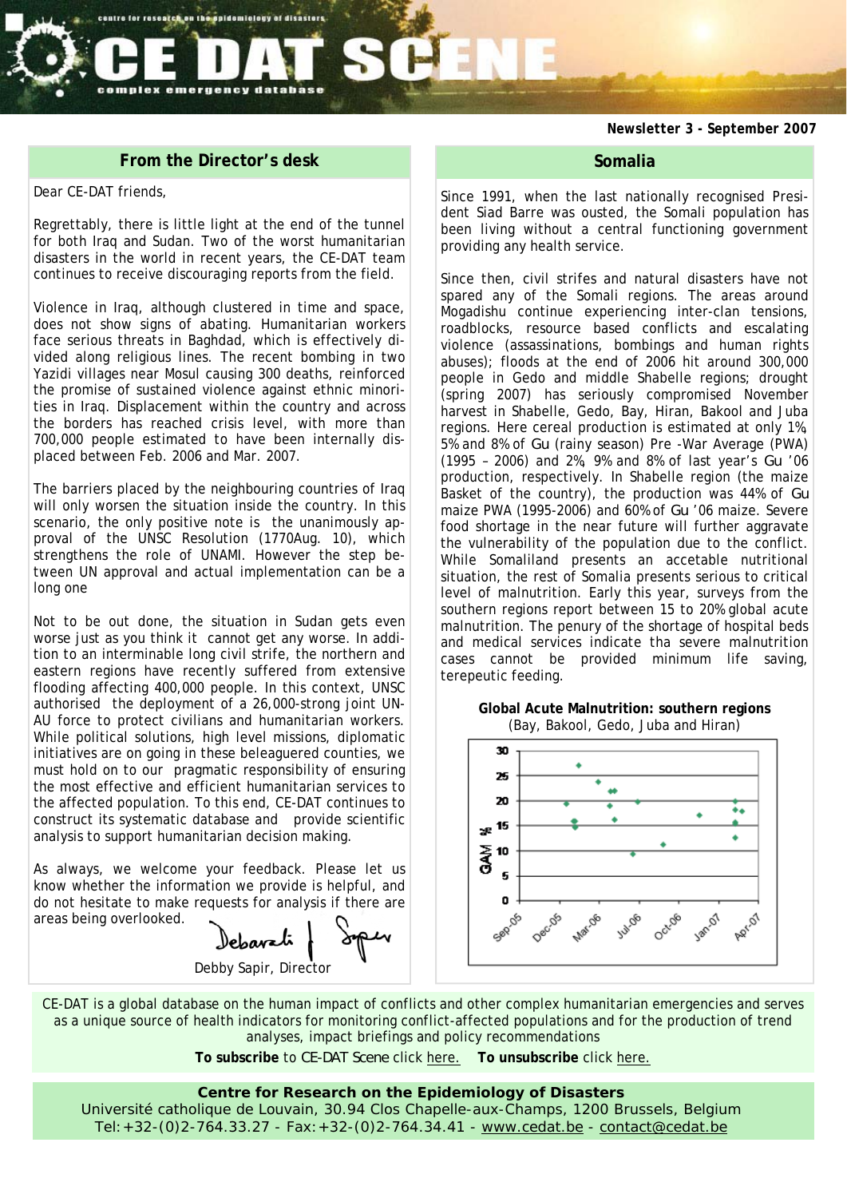# CE DAT SCENE

centre for research on the epidemiology of disasters

complex emergency database

**Newsletter 3 - September 2007**

## From the Director's desk

Dear CE-DAT friends,

Regrettably, there is little light at the end of the tunnel for both Iraq and Sudan. Two of the worst humanitarian disasters in the world in recent years, the CE-DAT team continues to receive discouraging reports from the field.

Violence in Iraq, although clustered in time and space, does not show signs of abating. Humanitarian workers face serious threats in Baghdad, which is effectively divided along religious lines. The recent bombing in two Yazidi villages near Mosul causing 300 deaths, reinforced the promise of sustained violence against ethnic minorities in Iraq. Displacement within the country and across the borders has reached crisis level, with more than 700,000 people estimated to have been internally displaced between Feb. 2006 and Mar. 2007.

The barriers placed by the neighbouring countries of Iraq will only worsen the situation inside the country. In this scenario, the only positive note is the unanimously approval of the UNSC Resolution (1770Aug. 10), which strengthens the role of UNAMI. However the step between UN approval and actual implementation can be a long one

Not to be out done, the situation in Sudan gets even worse just as you think it cannot get any worse. In addition to an interminable long civil strife, the northern and eastern regions have recently suffered from extensive flooding affecting 400,000 people. In this context, UNSC authorised the deployment of a 26,000-strong joint UN-AU force to protect civilians and humanitarian workers. While political solutions, high level missions, diplomatic initiatives are on going in these beleaguered counties, we must hold on to our pragmatic responsibility of ensuring the most effective and efficient humanitarian services to the affected population. To this end, CE-DAT continues to construct its systematic database and provide scientific analysis to support humanitarian decision making.

As always, we welcome your feedback. Please let us know whether the information we provide is helpful, and do not hesitate to make requests for analysis if there are areas being overlooked.

Debby Sapir, Director

## Somalia

Since 1991, when the last nationally recognised President Siad Barre was ousted, the Somali population has been living without a central functioning government providing any health service.

Since then, civil strifes and natural disasters have not spared any of the Somali regions. The areas around Mogadishu continue experiencing inter-clan tensions, roadblocks, resource based conflicts and escalating violence (assassinations, bombings and human rights abuses); floods at the end of 2006 hit around 300,000 people in Gedo and middle Shabelle regions; drought (spring 2007) has seriously compromised November harvest in Shabelle, Gedo, Bay, Hiran, Bakool and Juba regions. Here cereal production is estimated at only 1%, 5% and 8% of Gu (rainy season) Pre -War Average (PWA) (1995 – 2006) and 2%, 9% and 8% of last year's Gu '06 production, respectively. In Shabelle region (the maize Basket of the country), the production was 44% of Gu maize PWA (1995-2006) and 60% of Gu '06 maize. Severe food shortage in the near future will further aggravate the vulnerability of the population due to the conflict. While Somaliland presents an accetable nutritional situation, the rest of Somalia presents serious to critical level of malnutrition. Early this year, surveys from the southern regions report between 15 to 20% global acute malnutrition. The penury of the shortage of hospital beds and medical services indicate tha severe malnutrition cases cannot be provided minimum life saving, terepeutic feeding.

**Global Acute Malnutrition: southern regions**
(Bay, Bakool, Gedo, Juba and Hiran)

CE-DAT is a global database on the human impact of conflicts and other complex humanitarian emergencies and serves as a unique source of health indicators for monitoring conflict-affected populations and for the production of trend analyses, impact briefings and policy recommendations

**To subscribe** to CE-DAT Scene click here. **To unsubscribe** click here.

**Centre for Research on the Epidemiology of Disasters**
Université catholique de Louvain, 30.94 Clos Chapelle-aux-Champs, 1200 Brussels, Belgium
Tel:+32-(0)2-764.33.27 - Fax:+32-(0)2-764.34.41 - www.cedat.be - contact@cedat.be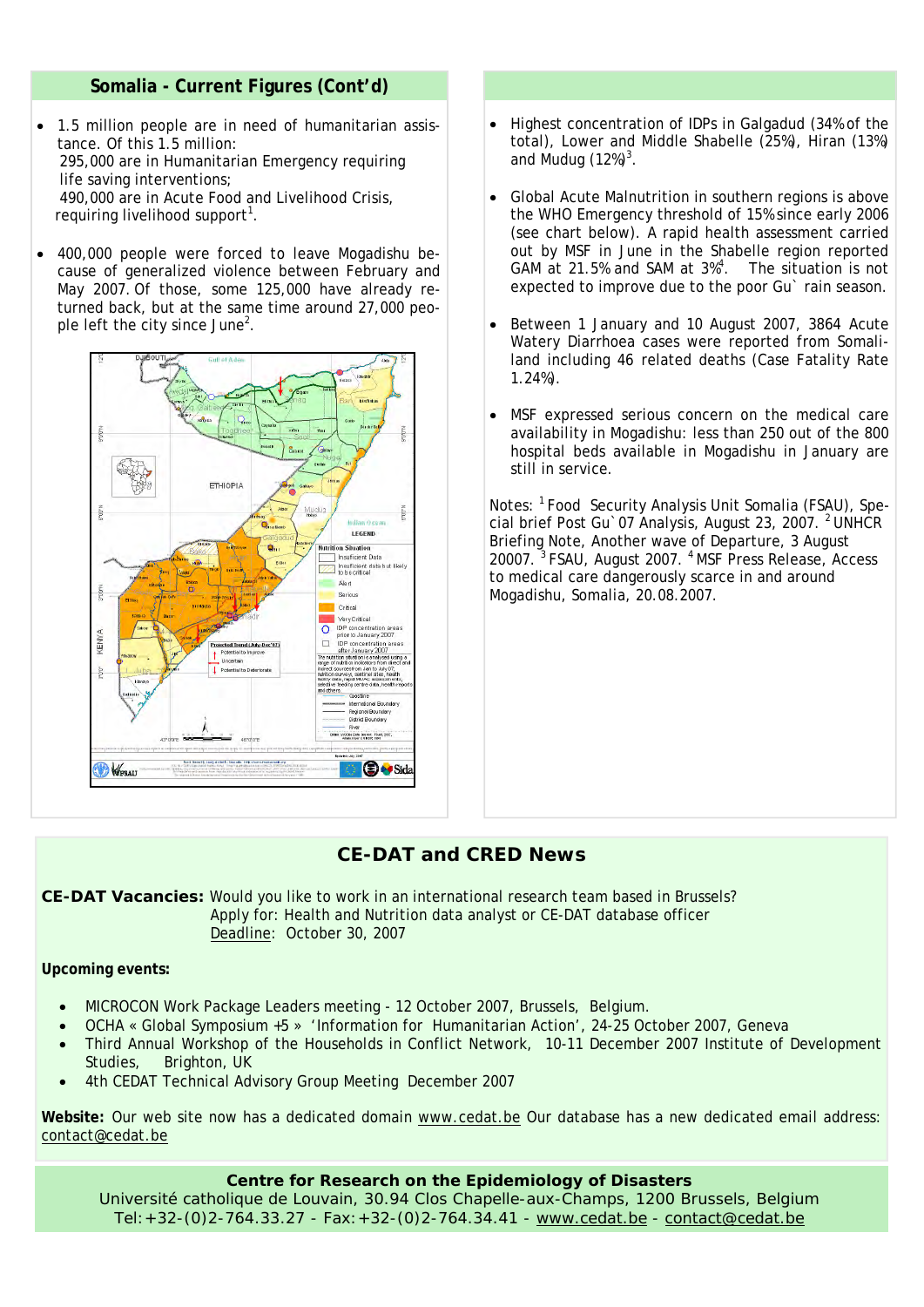## Somalia - Current Figures (Cont'd)

- 1.5 million people are in need of humanitarian assistance. Of this 1.5 million:
  295,000 are in Humanitarian Emergency requiring life saving interventions;
  490,000 are in Acute Food and Livelihood Crisis, requiring livelihood support[1].
- 400,000 people were forced to leave Mogadishu because of generalized violence between February and May 2007. Of those, some 125,000 have already returned back, but at the same time around 27,000 people left the city since June[2].
- Highest concentration of IDPs in Galgadud (34% of the total), Lower and Middle Shabelle (25%), Hiran (13%) and Mudug (12%)[3].
- Global Acute Malnutrition in southern regions is above the WHO Emergency threshold of 15% since early 2006 (see chart below). A rapid health assessment carried out by MSF in June in the Shabelle region reported GAM at 21.5% and SAM at 3%[4]. The situation is not expected to improve due to the poor Gu` rain season.
- Between 1 January and 10 August 2007, 3864 Acute Watery Diarrhoea cases were reported from Somaliland including 46 related deaths (Case Fatality Rate 1.24%).
- MSF expressed serious concern on the medical care availability in Mogadishu: less than 250 out of the 800 hospital beds available in Mogadishu in January are still in service.

Notes: [1] Food Security Analysis Unit Somalia (FSAU), Special brief Post Gu`07 Analysis, August 23, 2007. [2] UNHCR Briefing Note, Another wave of Departure, 3 August 20007. [3] FSAU, August 2007. [4] MSF Press Release, Access to medical care dangerously scarce in and around Mogadishu, Somalia, 20.08.2007.

## CE-DAT and CRED News

**CE-DAT Vacancies:** Would you like to work in an international research team based in Brussels?
Apply for: Health and Nutrition data analyst or CE-DAT database officer
Deadline: October 30, 2007

**Upcoming events:**

- MICROCON Work Package Leaders meeting - 12 October 2007, Brussels, Belgium.
- OCHA « Global Symposium +5 » 'Information for Humanitarian Action', 24-25 October 2007, Geneva
- Third Annual Workshop of the Households in Conflict Network, 10-11 December 2007 Institute of Development Studies, Brighton, UK
- 4th CEDAT Technical Advisory Group Meeting December 2007

**Website:** Our web site now has a dedicated domain www.cedat.be Our database has a new dedicated email address: contact@cedat.be

**Centre for Research on the Epidemiology of Disasters**
Université catholique de Louvain, 30.94 Clos Chapelle-aux-Champs, 1200 Brussels, Belgium
Tel: +32-(0)2-764.33.27 - Fax: +32-(0)2-764.34.41 - www.cedat.be - contact@cedat.be